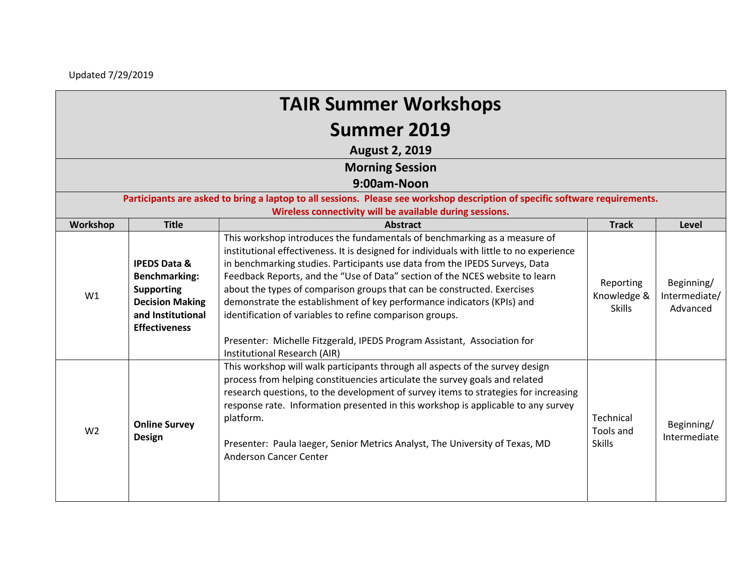Updated 7/29/2019

# TAIR Summer Workshops

## Summer 2019

**August 2, 2019**

**Morning Session**

**9:00am-Noon**

**Participants are asked to bring a laptop to all sessions. Please see workshop description of specific software requirements. Wireless connectivity will be available during sessions.**

| Workshop | Title | Abstract | Track | Level |
|---|---|---|---|---|
| W1 | **IPEDS Data & Benchmarking: Supporting Decision Making and Institutional Effectiveness** | This workshop introduces the fundamentals of benchmarking as a measure of institutional effectiveness. It is designed for individuals with little to no experience in benchmarking studies. Participants use data from the IPEDS Surveys, Data Feedback Reports, and the "Use of Data" section of the NCES website to learn about the types of comparison groups that can be constructed. Exercises demonstrate the establishment of key performance indicators (KPIs) and identification of variables to refine comparison groups.<br><br>Presenter: Michelle Fitzgerald, IPEDS Program Assistant, Association for Institutional Research (AIR) | Reporting Knowledge & Skills | Beginning/ Intermediate/ Advanced |
| W2 | **Online Survey Design** | This workshop will walk participants through all aspects of the survey design process from helping constituencies articulate the survey goals and related research questions, to the development of survey items to strategies for increasing response rate. Information presented in this workshop is applicable to any survey platform.<br><br>Presenter: Paula Iaeger, Senior Metrics Analyst, The University of Texas, MD Anderson Cancer Center | Technical Tools and Skills | Beginning/ Intermediate |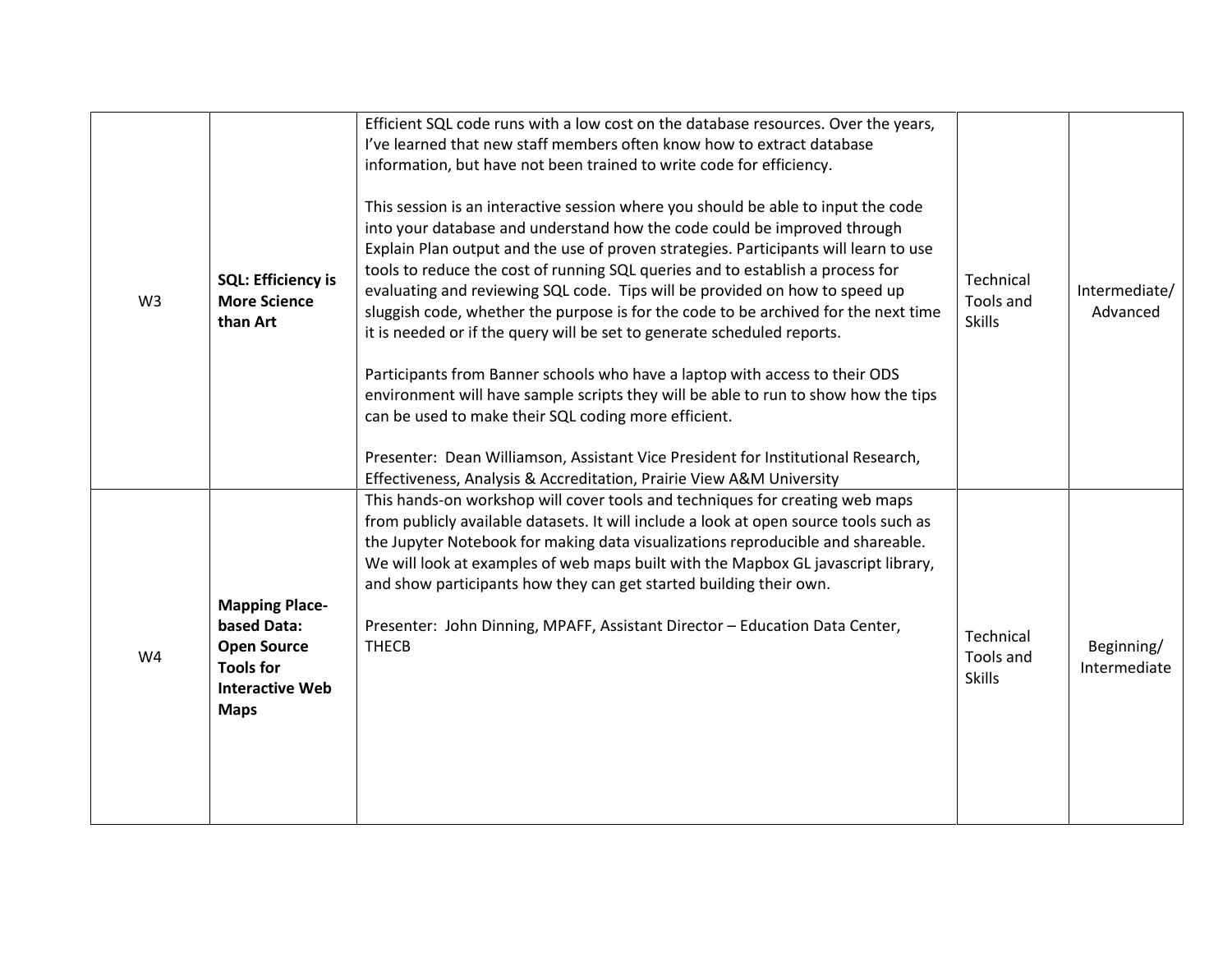| W3 | **SQL: Efficiency is More Science than Art** | Efficient SQL code runs with a low cost on the database resources. Over the years, I've learned that new staff members often know how to extract database information, but have not been trained to write code for efficiency.<br><br>This session is an interactive session where you should be able to input the code into your database and understand how the code could be improved through Explain Plan output and the use of proven strategies. Participants will learn to use tools to reduce the cost of running SQL queries and to establish a process for evaluating and reviewing SQL code. Tips will be provided on how to speed up sluggish code, whether the purpose is for the code to be archived for the next time it is needed or if the query will be set to generate scheduled reports.<br><br>Participants from Banner schools who have a laptop with access to their ODS environment will have sample scripts they will be able to run to show how the tips can be used to make their SQL coding more efficient.<br><br>Presenter: Dean Williamson, Assistant Vice President for Institutional Research, Effectiveness, Analysis & Accreditation, Prairie View A&M University | Technical Tools and Skills | Intermediate/ Advanced |
|---|---|---|---|---|
| W4 | **Mapping Place-based Data: Open Source Tools for Interactive Web Maps** | This hands-on workshop will cover tools and techniques for creating web maps from publicly available datasets. It will include a look at open source tools such as the Jupyter Notebook for making data visualizations reproducible and shareable. We will look at examples of web maps built with the Mapbox GL javascript library, and show participants how they can get started building their own.<br><br>Presenter: John Dinning, MPAFF, Assistant Director – Education Data Center, THECB | Technical Tools and Skills | Beginning/ Intermediate |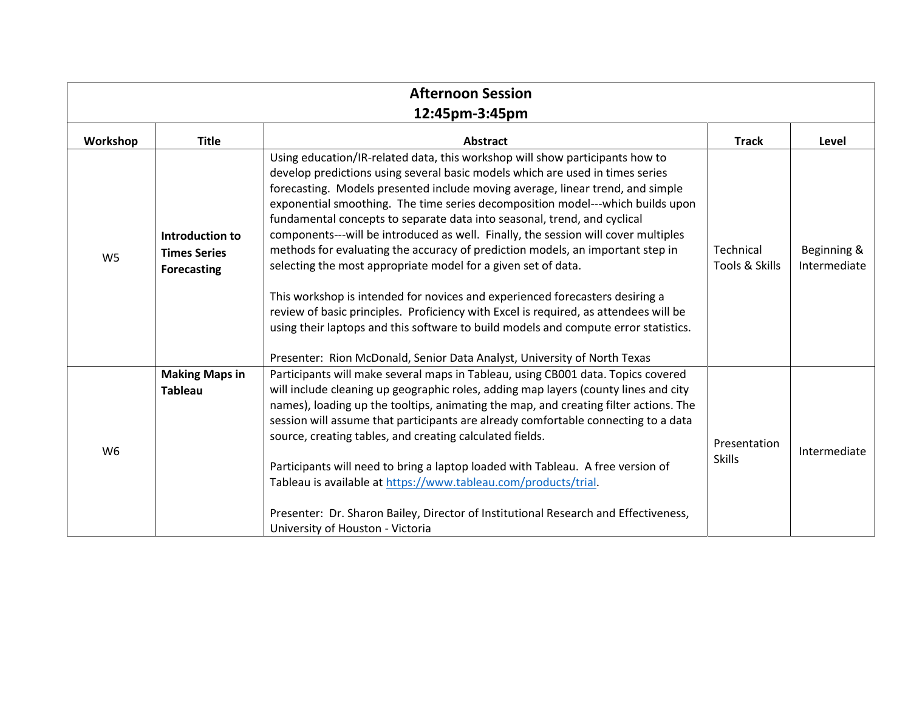| Afternoon Session 12:45pm-3:45pm | | | | |
|---|---|---|---|---|
| **Workshop** | **Title** | **Abstract** | **Track** | **Level** |
| W5 | **Introduction to Times Series Forecasting** | Using education/IR-related data, this workshop will show participants how to develop predictions using several basic models which are used in times series forecasting. Models presented include moving average, linear trend, and simple exponential smoothing. The time series decomposition model---which builds upon fundamental concepts to separate data into seasonal, trend, and cyclical components---will be introduced as well. Finally, the session will cover multiples methods for evaluating the accuracy of prediction models, an important step in selecting the most appropriate model for a given set of data.<br><br>This workshop is intended for novices and experienced forecasters desiring a review of basic principles. Proficiency with Excel is required, as attendees will be using their laptops and this software to build models and compute error statistics.<br><br>Presenter: Rion McDonald, Senior Data Analyst, University of North Texas | Technical Tools & Skills | Beginning & Intermediate |
| W6 | **Making Maps in Tableau** | Participants will make several maps in Tableau, using CB001 data. Topics covered will include cleaning up geographic roles, adding map layers (county lines and city names), loading up the tooltips, animating the map, and creating filter actions. The session will assume that participants are already comfortable connecting to a data source, creating tables, and creating calculated fields.<br><br>Participants will need to bring a laptop loaded with Tableau. A free version of Tableau is available at https://www.tableau.com/products/trial.<br><br>Presenter: Dr. Sharon Bailey, Director of Institutional Research and Effectiveness, University of Houston - Victoria | Presentation Skills | Intermediate |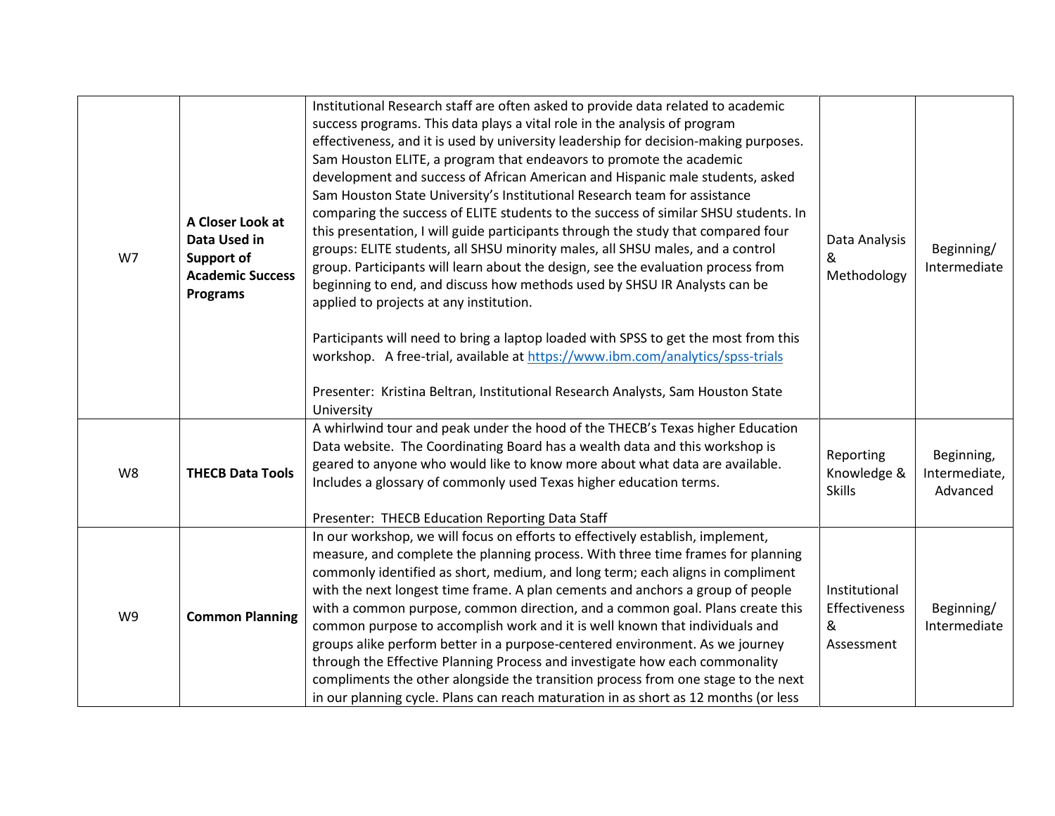| | | | | |
|---|---|---|---|---|
| W7 | **A Closer Look at Data Used in Support of Academic Success Programs** | Institutional Research staff are often asked to provide data related to academic success programs. This data plays a vital role in the analysis of program effectiveness, and it is used by university leadership for decision-making purposes. Sam Houston ELITE, a program that endeavors to promote the academic development and success of African American and Hispanic male students, asked Sam Houston State University's Institutional Research team for assistance comparing the success of ELITE students to the success of similar SHSU students. In this presentation, I will guide participants through the study that compared four groups: ELITE students, all SHSU minority males, all SHSU males, and a control group. Participants will learn about the design, see the evaluation process from beginning to end, and discuss how methods used by SHSU IR Analysts can be applied to projects at any institution.<br><br>Participants will need to bring a laptop loaded with SPSS to get the most from this workshop. A free-trial, available at [https://www.ibm.com/analytics/spss-trials](https://www.ibm.com/analytics/spss-trials)<br><br>Presenter: Kristina Beltran, Institutional Research Analysts, Sam Houston State University | Data Analysis & Methodology | Beginning/ Intermediate |
| W8 | **THECB Data Tools** | A whirlwind tour and peak under the hood of the THECB's Texas higher Education Data website. The Coordinating Board has a wealth data and this workshop is geared to anyone who would like to know more about what data are available. Includes a glossary of commonly used Texas higher education terms.<br><br>Presenter: THECB Education Reporting Data Staff | Reporting Knowledge & Skills | Beginning, Intermediate, Advanced |
| W9 | **Common Planning** | In our workshop, we will focus on efforts to effectively establish, implement, measure, and complete the planning process. With three time frames for planning commonly identified as short, medium, and long term; each aligns in compliment with the next longest time frame. A plan cements and anchors a group of people with a common purpose, common direction, and a common goal. Plans create this common purpose to accomplish work and it is well known that individuals and groups alike perform better in a purpose-centered environment. As we journey through the Effective Planning Process and investigate how each commonality compliments the other alongside the transition process from one stage to the next in our planning cycle. Plans can reach maturation in as short as 12 months (or less | Institutional Effectiveness & Assessment | Beginning/ Intermediate |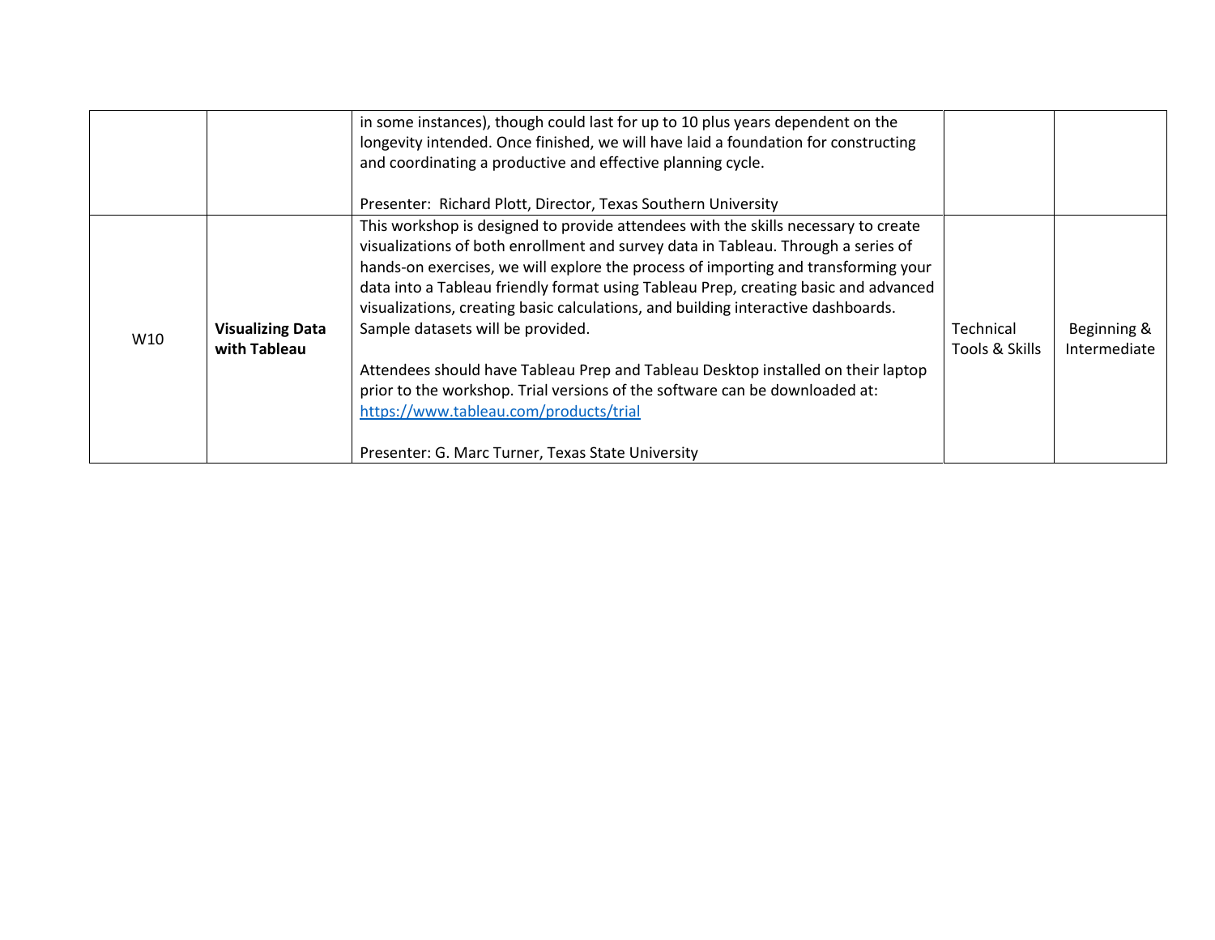| | | | | |
|---|---|---|---|---|
| | | in some instances), though could last for up to 10 plus years dependent on the longevity intended. Once finished, we will have laid a foundation for constructing and coordinating a productive and effective planning cycle.<br><br>Presenter: Richard Plott, Director, Texas Southern University | | |
| W10 | **Visualizing Data with Tableau** | This workshop is designed to provide attendees with the skills necessary to create visualizations of both enrollment and survey data in Tableau. Through a series of hands-on exercises, we will explore the process of importing and transforming your data into a Tableau friendly format using Tableau Prep, creating basic and advanced visualizations, creating basic calculations, and building interactive dashboards. Sample datasets will be provided.<br><br>Attendees should have Tableau Prep and Tableau Desktop installed on their laptop prior to the workshop. Trial versions of the software can be downloaded at: https://www.tableau.com/products/trial<br><br>Presenter: G. Marc Turner, Texas State University | Technical Tools & Skills | Beginning & Intermediate |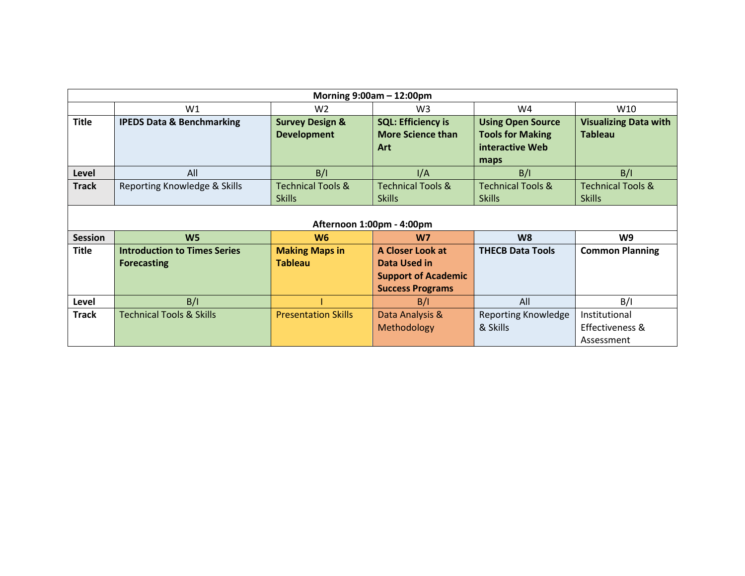| Morning 9:00am – 12:00pm | | | | | |
|---|---|---|---|---|---|
| | W1 | W2 | W3 | W4 | W10 |
| **Title** | **IPEDS Data & Benchmarking** | **Survey Design & Development** | **SQL: Efficiency is More Science than Art** | **Using Open Source Tools for Making interactive Web maps** | **Visualizing Data with Tableau** |
| **Level** | All | B/I | I/A | B/I | B/I |
| **Track** | Reporting Knowledge & Skills | Technical Tools & Skills | Technical Tools & Skills | Technical Tools & Skills | Technical Tools & Skills |

| Afternoon 1:00pm - 4:00pm | | | | | |
|---|---|---|---|---|---|
| **Session** | **W5** | **W6** | **W7** | **W8** | **W9** |
| **Title** | **Introduction to Times Series Forecasting** | **Making Maps in Tableau** | **A Closer Look at Data Used in Support of Academic Success Programs** | **THECB Data Tools** | **Common Planning** |
| **Level** | B/I | I | B/I | All | B/I |
| **Track** | Technical Tools & Skills | Presentation Skills | Data Analysis & Methodology | Reporting Knowledge & Skills | Institutional Effectiveness & Assessment |